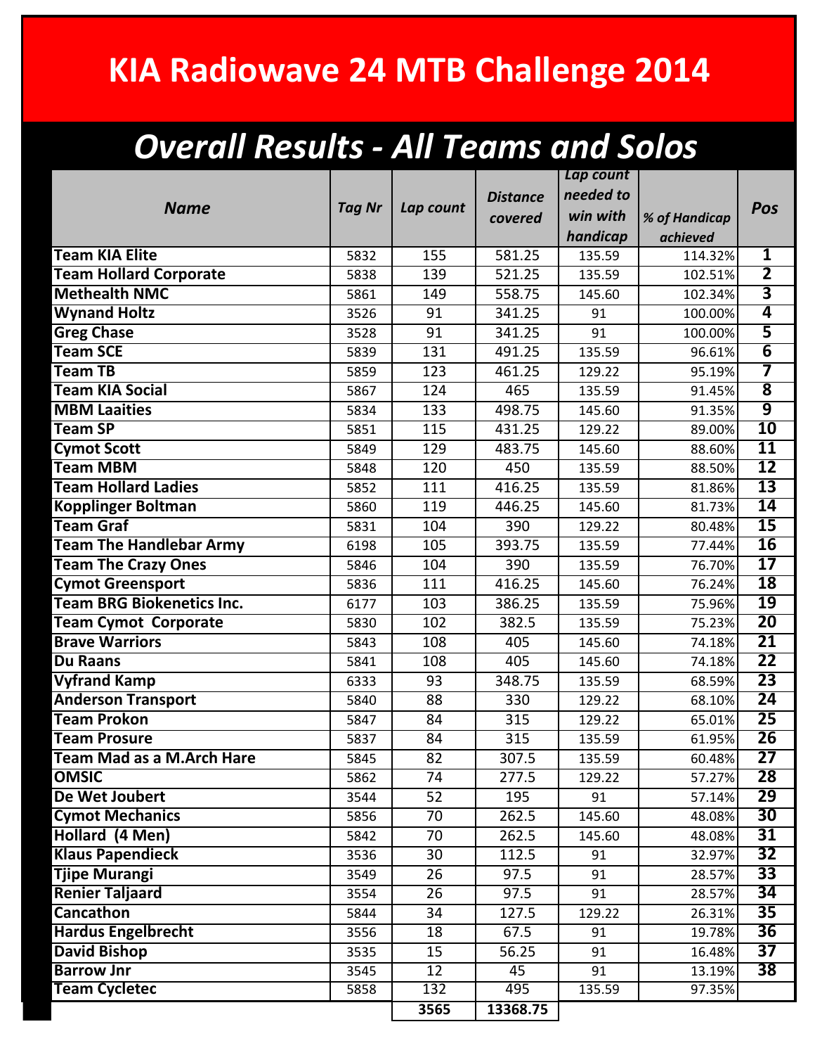# KIA Radiowave 24 MTB Challenge 2014

## *Overall Results - All Teams and Solos*

| *Name* | *Tag Nr* | *Lap count* | *Distance covered* | *Lap count needed to win with handicap* | *% of Handicap achieved* | *Pos* |
|---|---|---|---|---|---|---|
| **Team KIA Elite** | 5832 | 155 | 581.25 | 135.59 | 114.32% | **1** |
| **Team Hollard Corporate** | 5838 | 139 | 521.25 | 135.59 | 102.51% | **2** |
| **Methealth NMC** | 5861 | 149 | 558.75 | 145.60 | 102.34% | **3** |
| **Wynand Holtz** | 3526 | 91 | 341.25 | 91 | 100.00% | **4** |
| **Greg Chase** | 3528 | 91 | 341.25 | 91 | 100.00% | **5** |
| **Team SCE** | 5839 | 131 | 491.25 | 135.59 | 96.61% | **6** |
| **Team TB** | 5859 | 123 | 461.25 | 129.22 | 95.19% | **7** |
| **Team KIA Social** | 5867 | 124 | 465 | 135.59 | 91.45% | **8** |
| **MBM Laaities** | 5834 | 133 | 498.75 | 145.60 | 91.35% | **9** |
| **Team SP** | 5851 | 115 | 431.25 | 129.22 | 89.00% | **10** |
| **Cymot Scott** | 5849 | 129 | 483.75 | 145.60 | 88.60% | **11** |
| **Team MBM** | 5848 | 120 | 450 | 135.59 | 88.50% | **12** |
| **Team Hollard Ladies** | 5852 | 111 | 416.25 | 135.59 | 81.86% | **13** |
| **Kopplinger Boltman** | 5860 | 119 | 446.25 | 145.60 | 81.73% | **14** |
| **Team Graf** | 5831 | 104 | 390 | 129.22 | 80.48% | **15** |
| **Team The Handlebar Army** | 6198 | 105 | 393.75 | 135.59 | 77.44% | **16** |
| **Team The Crazy Ones** | 5846 | 104 | 390 | 135.59 | 76.70% | **17** |
| **Cymot Greensport** | 5836 | 111 | 416.25 | 145.60 | 76.24% | **18** |
| **Team BRG Biokenetics Inc.** | 6177 | 103 | 386.25 | 135.59 | 75.96% | **19** |
| **Team Cymot Corporate** | 5830 | 102 | 382.5 | 135.59 | 75.23% | **20** |
| **Brave Warriors** | 5843 | 108 | 405 | 145.60 | 74.18% | **21** |
| **Du Raans** | 5841 | 108 | 405 | 145.60 | 74.18% | **22** |
| **Vyfrand Kamp** | 6333 | 93 | 348.75 | 135.59 | 68.59% | **23** |
| **Anderson Transport** | 5840 | 88 | 330 | 129.22 | 68.10% | **24** |
| **Team Prokon** | 5847 | 84 | 315 | 129.22 | 65.01% | **25** |
| **Team Prosure** | 5837 | 84 | 315 | 135.59 | 61.95% | **26** |
| **Team Mad as a M.Arch Hare** | 5845 | 82 | 307.5 | 135.59 | 60.48% | **27** |
| **OMSIC** | 5862 | 74 | 277.5 | 129.22 | 57.27% | **28** |
| **De Wet Joubert** | 3544 | 52 | 195 | 91 | 57.14% | **29** |
| **Cymot Mechanics** | 5856 | 70 | 262.5 | 145.60 | 48.08% | **30** |
| **Hollard (4 Men)** | 5842 | 70 | 262.5 | 145.60 | 48.08% | **31** |
| **Klaus Papendieck** | 3536 | 30 | 112.5 | 91 | 32.97% | **32** |
| **Tjipe Murangi** | 3549 | 26 | 97.5 | 91 | 28.57% | **33** |
| **Renier Taljaard** | 3554 | 26 | 97.5 | 91 | 28.57% | **34** |
| **Cancathon** | 5844 | 34 | 127.5 | 129.22 | 26.31% | **35** |
| **Hardus Engelbrecht** | 3556 | 18 | 67.5 | 91 | 19.78% | **36** |
| **David Bishop** | 3535 | 15 | 56.25 | 91 | 16.48% | **37** |
| **Barrow Jnr** | 3545 | 12 | 45 | 91 | 13.19% | **38** |
| **Team Cycletec** | 5858 | 132 | 495 | 135.59 | 97.35% | |
| | | **3565** | **13368.75** | | | |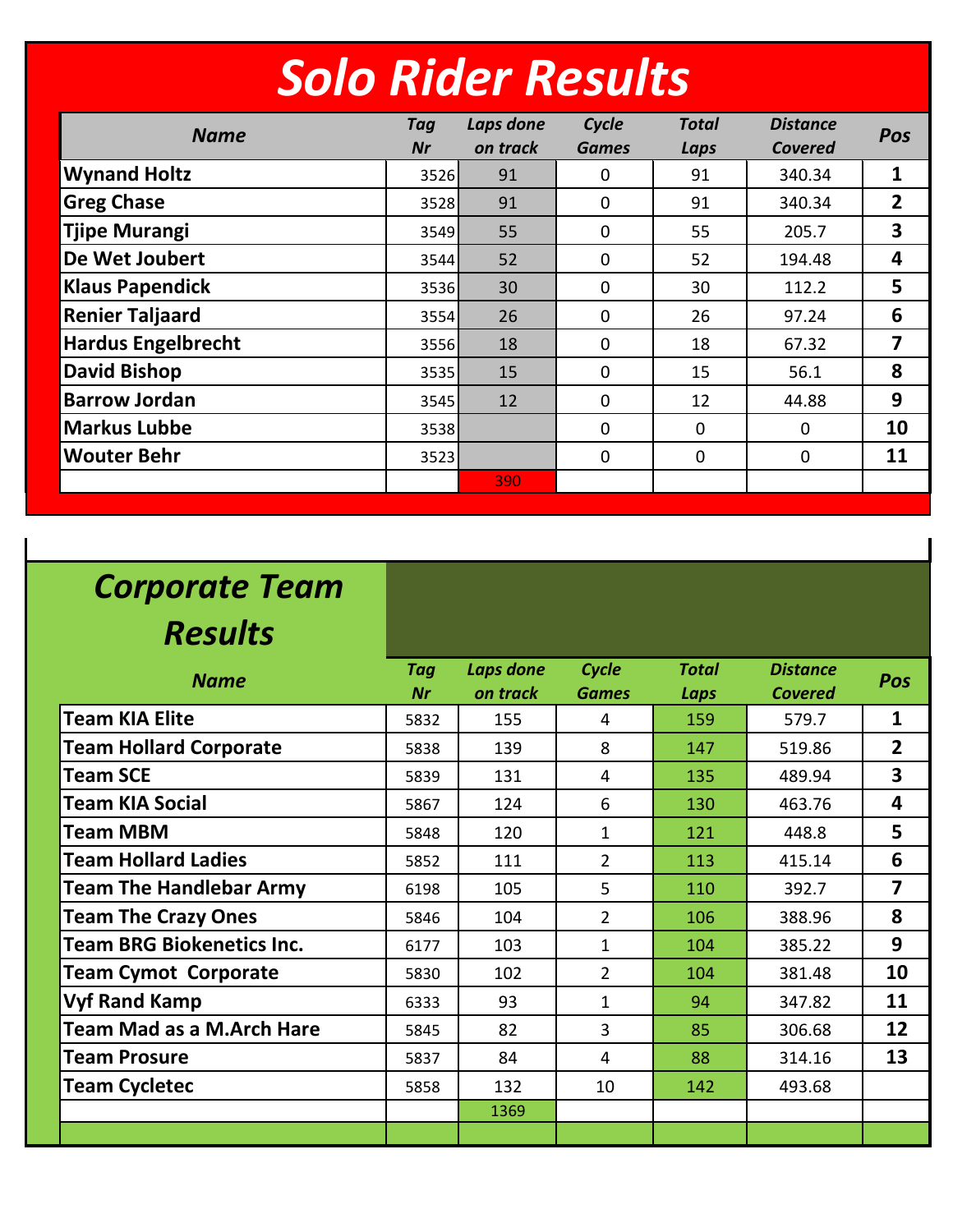# Solo Rider Results

| Name | Tag Nr | Laps done on track | Cycle Games | Total Laps | Distance Covered | Pos |
|---|---|---|---|---|---|---|
| Wynand Holtz | 3526 | 91 | 0 | 91 | 340.34 | 1 |
| Greg Chase | 3528 | 91 | 0 | 91 | 340.34 | 2 |
| Tjipe Murangi | 3549 | 55 | 0 | 55 | 205.7 | 3 |
| De Wet Joubert | 3544 | 52 | 0 | 52 | 194.48 | 4 |
| Klaus Papendick | 3536 | 30 | 0 | 30 | 112.2 | 5 |
| Renier Taljaard | 3554 | 26 | 0 | 26 | 97.24 | 6 |
| Hardus Engelbrecht | 3556 | 18 | 0 | 18 | 67.32 | 7 |
| David Bishop | 3535 | 15 | 0 | 15 | 56.1 | 8 |
| Barrow Jordan | 3545 | 12 | 0 | 12 | 44.88 | 9 |
| Markus Lubbe | 3538 | | 0 | 0 | 0 | 10 |
| Wouter Behr | 3523 | | 0 | 0 | 0 | 11 |
| | | 390 | | | | |

# Corporate Team Results

| Name | Tag Nr | Laps done on track | Cycle Games | Total Laps | Distance Covered | Pos |
|---|---|---|---|---|---|---|
| Team KIA Elite | 5832 | 155 | 4 | 159 | 579.7 | 1 |
| Team Hollard Corporate | 5838 | 139 | 8 | 147 | 519.86 | 2 |
| Team SCE | 5839 | 131 | 4 | 135 | 489.94 | 3 |
| Team KIA Social | 5867 | 124 | 6 | 130 | 463.76 | 4 |
| Team MBM | 5848 | 120 | 1 | 121 | 448.8 | 5 |
| Team Hollard Ladies | 5852 | 111 | 2 | 113 | 415.14 | 6 |
| Team The Handlebar Army | 6198 | 105 | 5 | 110 | 392.7 | 7 |
| Team The Crazy Ones | 5846 | 104 | 2 | 106 | 388.96 | 8 |
| Team BRG Biokenetics Inc. | 6177 | 103 | 1 | 104 | 385.22 | 9 |
| Team Cymot Corporate | 5830 | 102 | 2 | 104 | 381.48 | 10 |
| Vyf Rand Kamp | 6333 | 93 | 1 | 94 | 347.82 | 11 |
| Team Mad as a M.Arch Hare | 5845 | 82 | 3 | 85 | 306.68 | 12 |
| Team Prosure | 5837 | 84 | 4 | 88 | 314.16 | 13 |
| Team Cycletec | 5858 | 132 | 10 | 142 | 493.68 | |
| | | 1369 | | | | |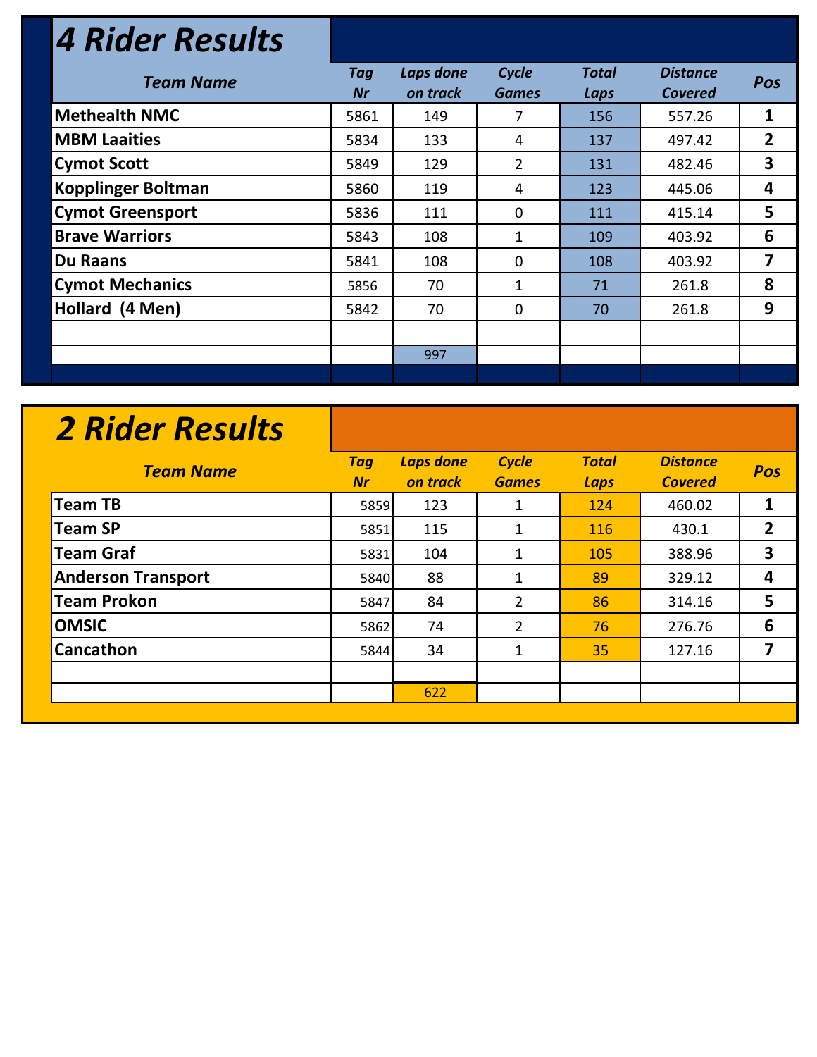# 4 Rider Results

| Team Name | Tag Nr | Laps done on track | Cycle Games | Total Laps | Distance Covered | Pos |
|---|---|---|---|---|---|---|
| **Methealth NMC** | 5861 | 149 | 7 | 156 | 557.26 | **1** |
| **MBM Laaities** | 5834 | 133 | 4 | 137 | 497.42 | **2** |
| **Cymot Scott** | 5849 | 129 | 2 | 131 | 482.46 | **3** |
| **Kopplinger Boltman** | 5860 | 119 | 4 | 123 | 445.06 | **4** |
| **Cymot Greensport** | 5836 | 111 | 0 | 111 | 415.14 | **5** |
| **Brave Warriors** | 5843 | 108 | 1 | 109 | 403.92 | **6** |
| **Du Raans** | 5841 | 108 | 0 | 108 | 403.92 | **7** |
| **Cymot Mechanics** | 5856 | 70 | 1 | 71 | 261.8 | **8** |
| **Hollard (4 Men)** | 5842 | 70 | 0 | 70 | 261.8 | **9** |
| | | | | | | |
| | | 997 | | | | |

# 2 Rider Results

| Team Name | Tag Nr | Laps done on track | Cycle Games | Total Laps | Distance Covered | Pos |
|---|---|---|---|---|---|---|
| **Team TB** | 5859 | 123 | 1 | 124 | 460.02 | **1** |
| **Team SP** | 5851 | 115 | 1 | 116 | 430.1 | **2** |
| **Team Graf** | 5831 | 104 | 1 | 105 | 388.96 | **3** |
| **Anderson Transport** | 5840 | 88 | 1 | 89 | 329.12 | **4** |
| **Team Prokon** | 5847 | 84 | 2 | 86 | 314.16 | **5** |
| **OMSIC** | 5862 | 74 | 2 | 76 | 276.76 | **6** |
| **Cancathon** | 5844 | 34 | 1 | 35 | 127.16 | **7** |
| | | | | | | |
| | | 622 | | | | |